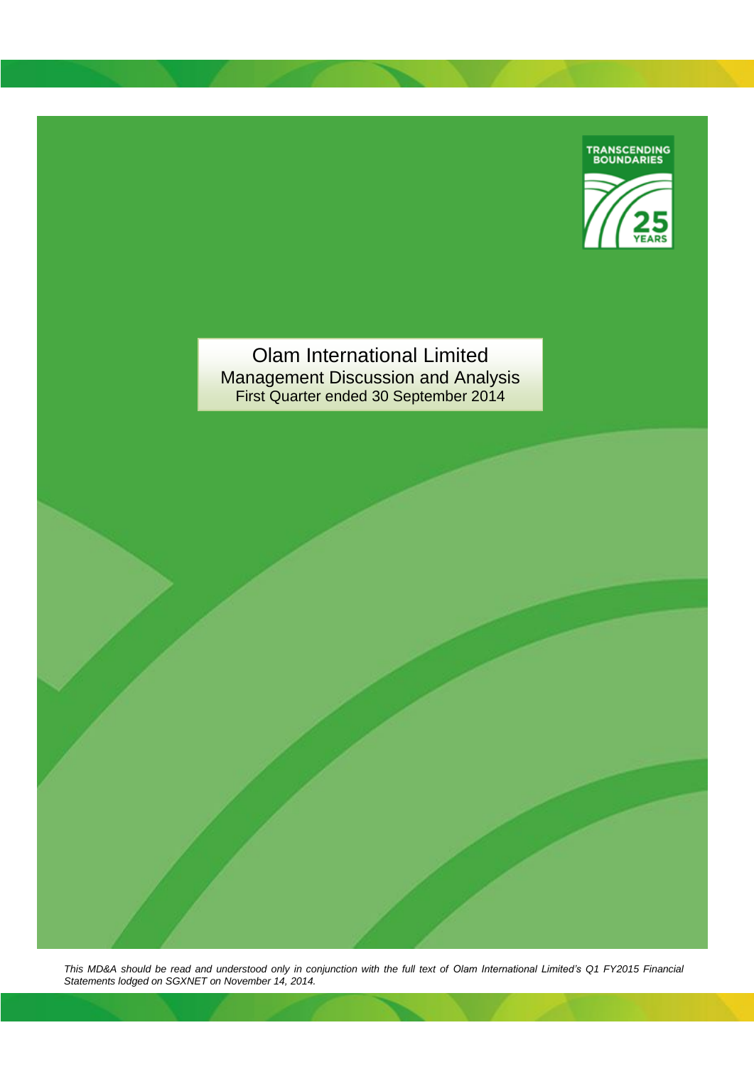TRANSCENDING BOUNDARIES

25 YEARS

# Olam International Limited

## Management Discussion and Analysis

First Quarter ended 30 September 2014

*This MD&A should be read and understood only in conjunction with the full text of Olam International Limited's Q1 FY2015 Financial Statements lodged on SGXNET on November 14, 2014.*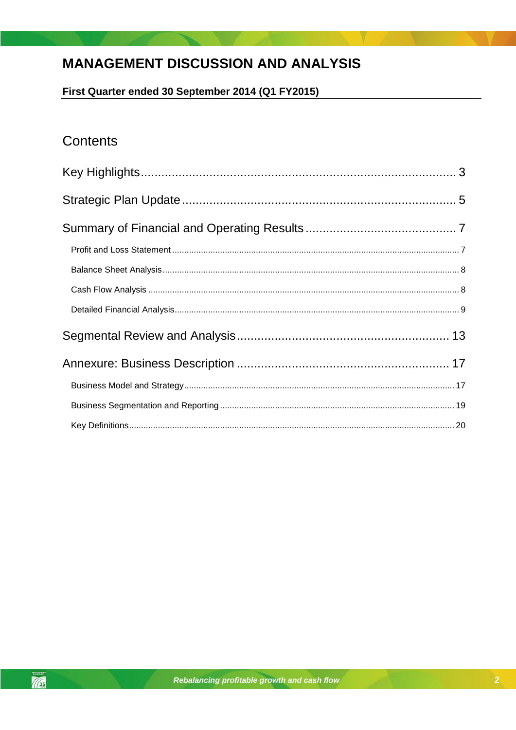# MANAGEMENT DISCUSSION AND ANALYSIS

**First Quarter ended 30 September 2014 (Q1 FY2015)**

## Contents

Key Highlights ........................................................................................ 3

Strategic Plan Update ............................................................................ 5

Summary of Financial and Operating Results ........................................... 7

- Profit and Loss Statement ........................................................................ 7
- Balance Sheet Analysis ........................................................................... 8
- Cash Flow Analysis .................................................................................. 8
- Detailed Financial Analysis ...................................................................... 9

Segmental Review and Analysis ............................................................ 13

Annexure: Business Description ............................................................ 17

- Business Model and Strategy ................................................................. 17
- Business Segmentation and Reporting ................................................... 19
- Key Definitions ........................................................................................ 20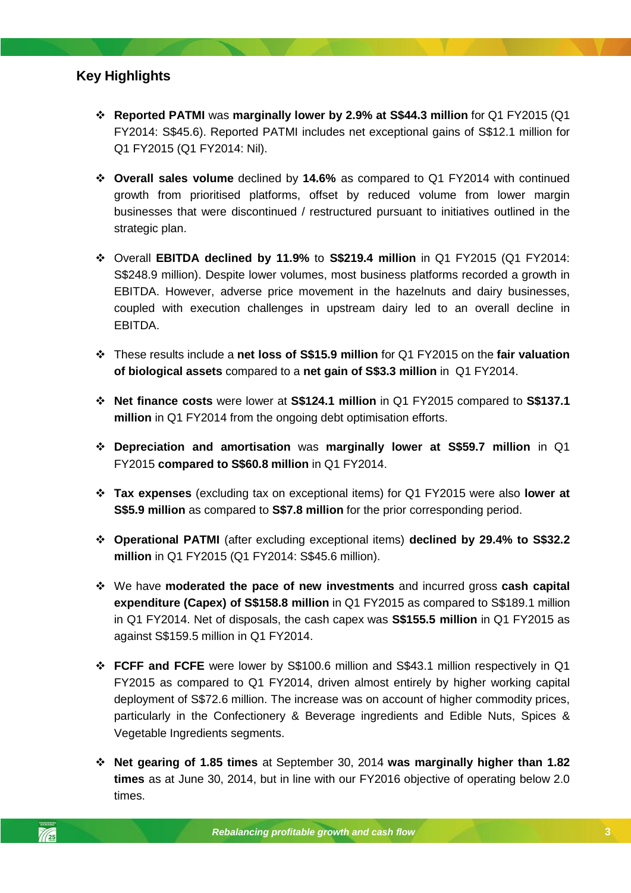## Key Highlights

- **Reported PATMI** was **marginally lower by 2.9% at S$44.3 million** for Q1 FY2015 (Q1 FY2014: S$45.6). Reported PATMI includes net exceptional gains of S$12.1 million for Q1 FY2015 (Q1 FY2014: Nil).

- **Overall sales volume** declined by **14.6%** as compared to Q1 FY2014 with continued growth from prioritised platforms, offset by reduced volume from lower margin businesses that were discontinued / restructured pursuant to initiatives outlined in the strategic plan.

- Overall **EBITDA declined by 11.9%** to **S$219.4 million** in Q1 FY2015 (Q1 FY2014: S$248.9 million). Despite lower volumes, most business platforms recorded a growth in EBITDA. However, adverse price movement in the hazelnuts and dairy businesses, coupled with execution challenges in upstream dairy led to an overall decline in EBITDA.

- These results include a **net loss of S$15.9 million** for Q1 FY2015 on the **fair valuation of biological assets** compared to a **net gain of S$3.3 million** in Q1 FY2014.

- **Net finance costs** were lower at **S$124.1 million** in Q1 FY2015 compared to **S$137.1 million** in Q1 FY2014 from the ongoing debt optimisation efforts.

- **Depreciation and amortisation** was **marginally lower at S$59.7 million** in Q1 FY2015 **compared to S$60.8 million** in Q1 FY2014.

- **Tax expenses** (excluding tax on exceptional items) for Q1 FY2015 were also **lower at S$5.9 million** as compared to **S$7.8 million** for the prior corresponding period.

- **Operational PATMI** (after excluding exceptional items) **declined by 29.4% to S$32.2 million** in Q1 FY2015 (Q1 FY2014: S$45.6 million).

- We have **moderated the pace of new investments** and incurred gross **cash capital expenditure (Capex) of S$158.8 million** in Q1 FY2015 as compared to S$189.1 million in Q1 FY2014. Net of disposals, the cash capex was **S$155.5 million** in Q1 FY2015 as against S$159.5 million in Q1 FY2014.

- **FCFF and FCFE** were lower by S$100.6 million and S$43.1 million respectively in Q1 FY2015 as compared to Q1 FY2014, driven almost entirely by higher working capital deployment of S$72.6 million. The increase was on account of higher commodity prices, particularly in the Confectionery & Beverage ingredients and Edible Nuts, Spices & Vegetable Ingredients segments.

- **Net gearing of 1.85 times** at September 30, 2014 **was marginally higher than 1.82 times** as at June 30, 2014, but in line with our FY2016 objective of operating below 2.0 times.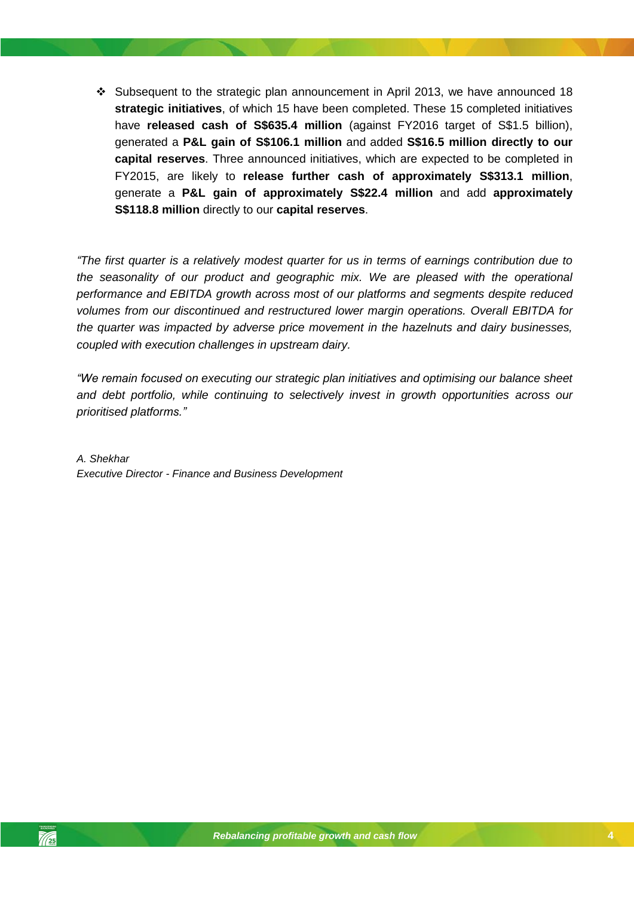- Subsequent to the strategic plan announcement in April 2013, we have announced 18 **strategic initiatives**, of which 15 have been completed. These 15 completed initiatives have **released cash of S$635.4 million** (against FY2016 target of S$1.5 billion), generated a **P&L gain of S$106.1 million** and added **S$16.5 million directly to our capital reserves**. Three announced initiatives, which are expected to be completed in FY2015, are likely to **release further cash of approximately S$313.1 million**, generate a **P&L gain of approximately S$22.4 million** and add **approximately S$118.8 million** directly to our **capital reserves**.

*"The first quarter is a relatively modest quarter for us in terms of earnings contribution due to the seasonality of our product and geographic mix. We are pleased with the operational performance and EBITDA growth across most of our platforms and segments despite reduced volumes from our discontinued and restructured lower margin operations. Overall EBITDA for the quarter was impacted by adverse price movement in the hazelnuts and dairy businesses, coupled with execution challenges in upstream dairy.*

*"We remain focused on executing our strategic plan initiatives and optimising our balance sheet and debt portfolio, while continuing to selectively invest in growth opportunities across our prioritised platforms."*

*A. Shekhar*
*Executive Director - Finance and Business Development*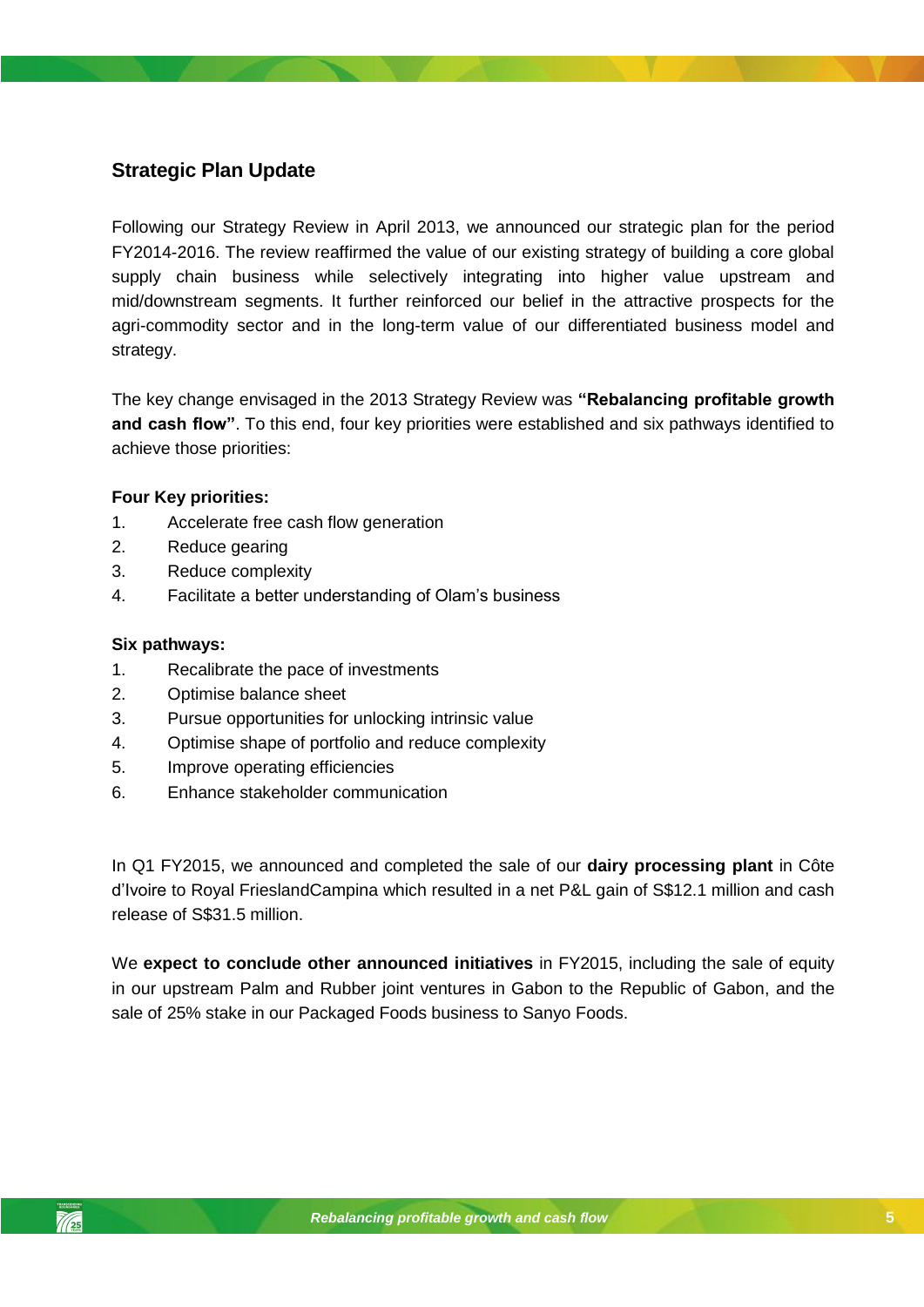## Strategic Plan Update

Following our Strategy Review in April 2013, we announced our strategic plan for the period FY2014-2016. The review reaffirmed the value of our existing strategy of building a core global supply chain business while selectively integrating into higher value upstream and mid/downstream segments. It further reinforced our belief in the attractive prospects for the agri-commodity sector and in the long-term value of our differentiated business model and strategy.

The key change envisaged in the 2013 Strategy Review was **"Rebalancing profitable growth and cash flow"**. To this end, four key priorities were established and six pathways identified to achieve those priorities:

**Four Key priorities:**

1. Accelerate free cash flow generation
2. Reduce gearing
3. Reduce complexity
4. Facilitate a better understanding of Olam's business

**Six pathways:**

1. Recalibrate the pace of investments
2. Optimise balance sheet
3. Pursue opportunities for unlocking intrinsic value
4. Optimise shape of portfolio and reduce complexity
5. Improve operating efficiencies
6. Enhance stakeholder communication

In Q1 FY2015, we announced and completed the sale of our **dairy processing plant** in Côte d'Ivoire to Royal FrieslandCampina which resulted in a net P&L gain of S$12.1 million and cash release of S$31.5 million.

We **expect to conclude other announced initiatives** in FY2015, including the sale of equity in our upstream Palm and Rubber joint ventures in Gabon to the Republic of Gabon, and the sale of 25% stake in our Packaged Foods business to Sanyo Foods.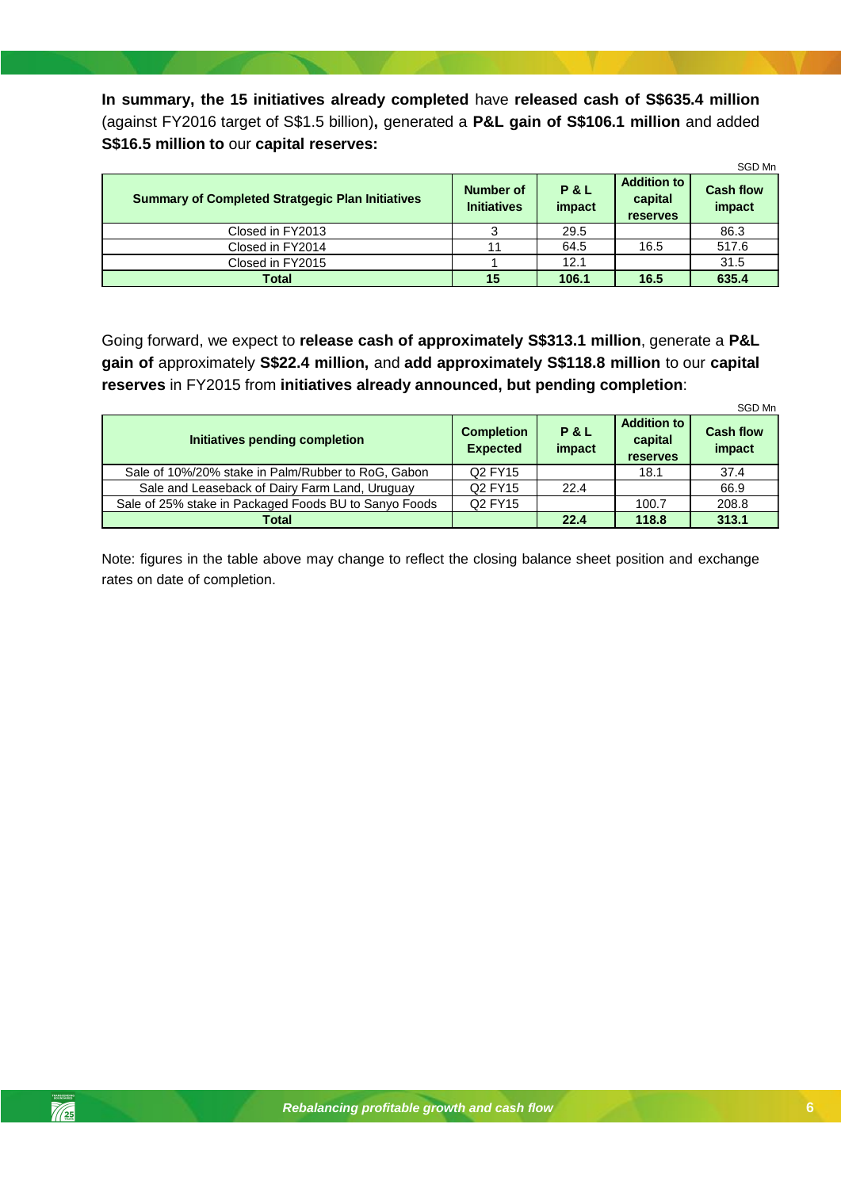**In summary, the 15 initiatives already completed** have **released cash of S$635.4 million** (against FY2016 target of S$1.5 billion)**,** generated a **P&L gain of S$106.1 million** and added **S$16.5 million to** our **capital reserves:**

SGD Mn

| Summary of Completed Stratgegic Plan Initiatives | Number of Initiatives | P & L impact | Addition to capital reserves | Cash flow impact |
|---|---|---|---|---|
| Closed in FY2013 | 3 | 29.5 | | 86.3 |
| Closed in FY2014 | 11 | 64.5 | 16.5 | 517.6 |
| Closed in FY2015 | 1 | 12.1 | | 31.5 |
| **Total** | **15** | **106.1** | **16.5** | **635.4** |

Going forward, we expect to **release cash of approximately S$313.1 million**, generate a **P&L gain of** approximately **S$22.4 million,** and **add approximately S$118.8 million** to our **capital reserves** in FY2015 from **initiatives already announced, but pending completion**:

SGD Mn

| Initiatives pending completion | Completion Expected | P & L impact | Addition to capital reserves | Cash flow impact |
|---|---|---|---|---|
| Sale of 10%/20% stake in Palm/Rubber to RoG, Gabon | Q2 FY15 | | 18.1 | 37.4 |
| Sale and Leaseback of Dairy Farm Land, Uruguay | Q2 FY15 | 22.4 | | 66.9 |
| Sale of 25% stake in Packaged Foods BU to Sanyo Foods | Q2 FY15 | | 100.7 | 208.8 |
| **Total** | | **22.4** | **118.8** | **313.1** |

Note: figures in the table above may change to reflect the closing balance sheet position and exchange rates on date of completion.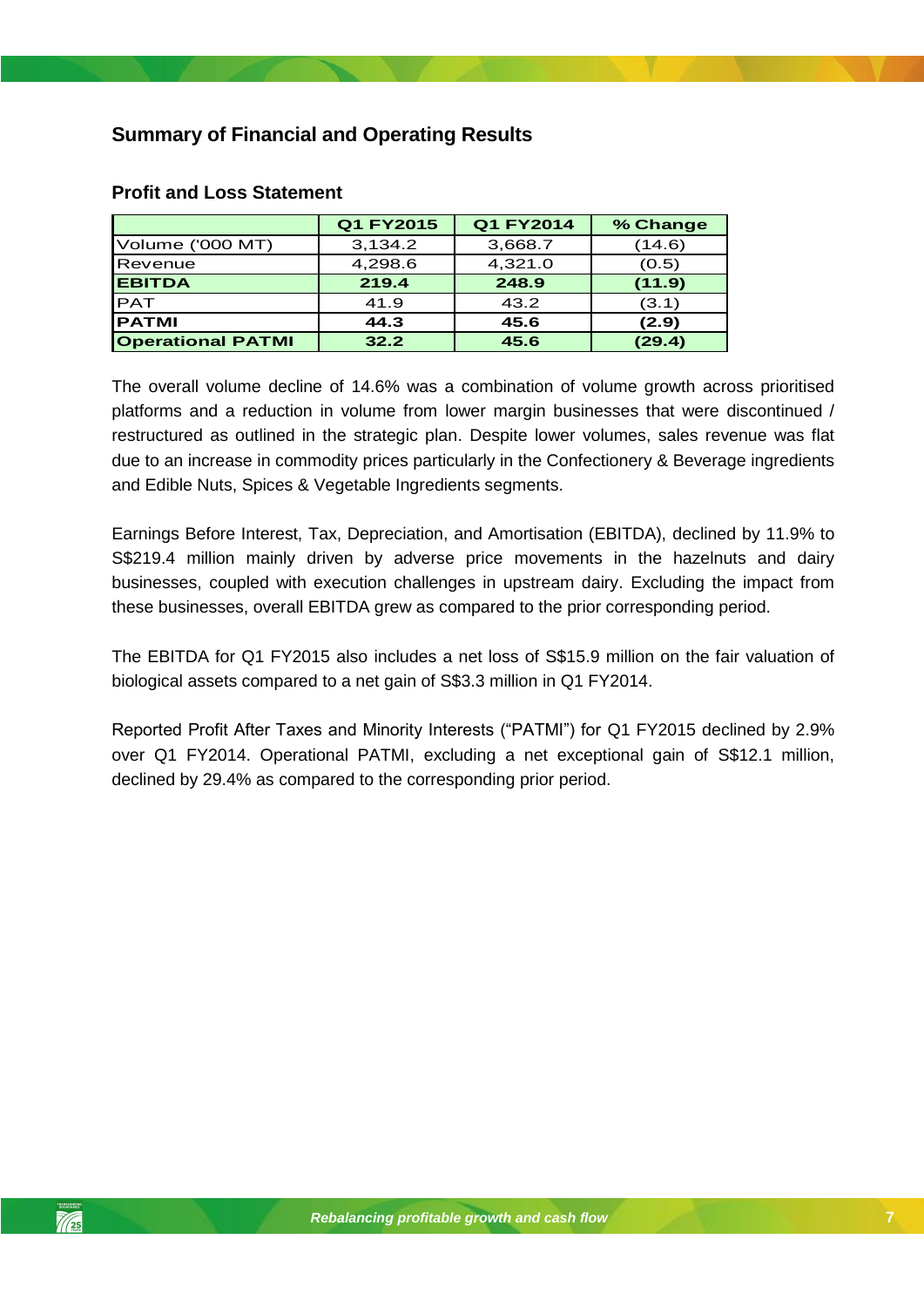## Summary of Financial and Operating Results

### Profit and Loss Statement

| | Q1 FY2015 | Q1 FY2014 | % Change |
|---|---|---|---|
| Volume ('000 MT) | 3,134.2 | 3,668.7 | (14.6) |
| Revenue | 4,298.6 | 4,321.0 | (0.5) |
| **EBITDA** | **219.4** | **248.9** | **(11.9)** |
| PAT | 41.9 | 43.2 | (3.1) |
| **PATMI** | **44.3** | **45.6** | **(2.9)** |
| **Operational PATMI** | **32.2** | **45.6** | **(29.4)** |

The overall volume decline of 14.6% was a combination of volume growth across prioritised platforms and a reduction in volume from lower margin businesses that were discontinued / restructured as outlined in the strategic plan. Despite lower volumes, sales revenue was flat due to an increase in commodity prices particularly in the Confectionery & Beverage ingredients and Edible Nuts, Spices & Vegetable Ingredients segments.

Earnings Before Interest, Tax, Depreciation, and Amortisation (EBITDA), declined by 11.9% to S$219.4 million mainly driven by adverse price movements in the hazelnuts and dairy businesses, coupled with execution challenges in upstream dairy. Excluding the impact from these businesses, overall EBITDA grew as compared to the prior corresponding period.

The EBITDA for Q1 FY2015 also includes a net loss of S$15.9 million on the fair valuation of biological assets compared to a net gain of S$3.3 million in Q1 FY2014.

Reported Profit After Taxes and Minority Interests ("PATMI") for Q1 FY2015 declined by 2.9% over Q1 FY2014. Operational PATMI, excluding a net exceptional gain of S$12.1 million, declined by 29.4% as compared to the corresponding prior period.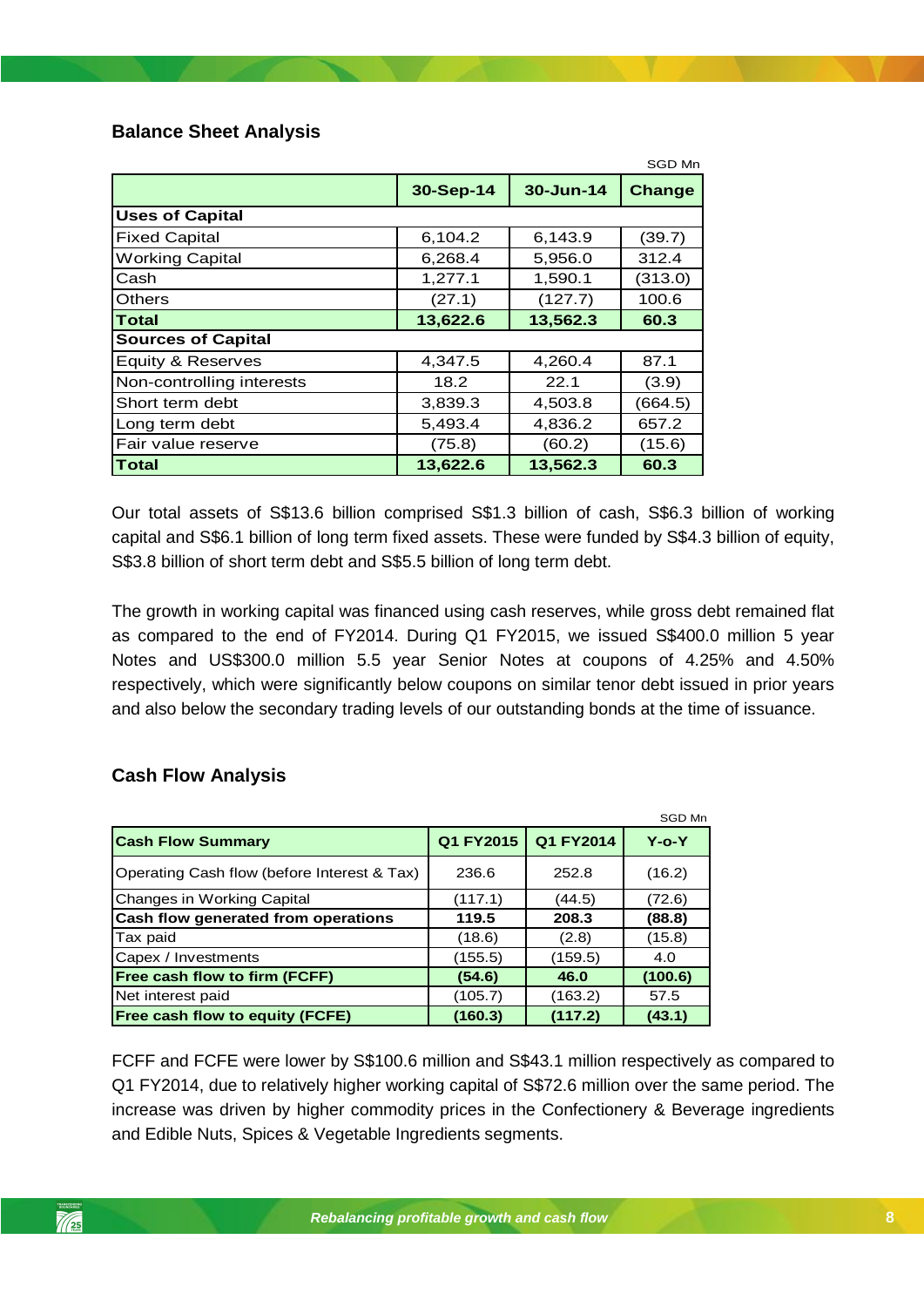## Balance Sheet Analysis

SGD Mn

| | 30-Sep-14 | 30-Jun-14 | Change |
|---|---|---|---|
| **Uses of Capital** | | | |
| Fixed Capital | 6,104.2 | 6,143.9 | (39.7) |
| Working Capital | 6,268.4 | 5,956.0 | 312.4 |
| Cash | 1,277.1 | 1,590.1 | (313.0) |
| Others | (27.1) | (127.7) | 100.6 |
| **Total** | **13,622.6** | **13,562.3** | **60.3** |
| **Sources of Capital** | | | |
| Equity & Reserves | 4,347.5 | 4,260.4 | 87.1 |
| Non-controlling interests | 18.2 | 22.1 | (3.9) |
| Short term debt | 3,839.3 | 4,503.8 | (664.5) |
| Long term debt | 5,493.4 | 4,836.2 | 657.2 |
| Fair value reserve | (75.8) | (60.2) | (15.6) |
| **Total** | **13,622.6** | **13,562.3** | **60.3** |

Our total assets of S$13.6 billion comprised S$1.3 billion of cash, S$6.3 billion of working capital and S$6.1 billion of long term fixed assets. These were funded by S$4.3 billion of equity, S$3.8 billion of short term debt and S$5.5 billion of long term debt.

The growth in working capital was financed using cash reserves, while gross debt remained flat as compared to the end of FY2014. During Q1 FY2015, we issued S$400.0 million 5 year Notes and US$300.0 million 5.5 year Senior Notes at coupons of 4.25% and 4.50% respectively, which were significantly below coupons on similar tenor debt issued in prior years and also below the secondary trading levels of our outstanding bonds at the time of issuance.

## Cash Flow Analysis

SGD Mn

| Cash Flow Summary | Q1 FY2015 | Q1 FY2014 | Y-o-Y |
|---|---|---|---|
| Operating Cash flow (before Interest & Tax) | 236.6 | 252.8 | (16.2) |
| Changes in Working Capital | (117.1) | (44.5) | (72.6) |
| **Cash flow generated from operations** | **119.5** | **208.3** | **(88.8)** |
| Tax paid | (18.6) | (2.8) | (15.8) |
| Capex / Investments | (155.5) | (159.5) | 4.0 |
| **Free cash flow to firm (FCFF)** | **(54.6)** | **46.0** | **(100.6)** |
| Net interest paid | (105.7) | (163.2) | 57.5 |
| **Free cash flow to equity (FCFE)** | **(160.3)** | **(117.2)** | **(43.1)** |

FCFF and FCFE were lower by S$100.6 million and S$43.1 million respectively as compared to Q1 FY2014, due to relatively higher working capital of S$72.6 million over the same period. The increase was driven by higher commodity prices in the Confectionery & Beverage ingredients and Edible Nuts, Spices & Vegetable Ingredients segments.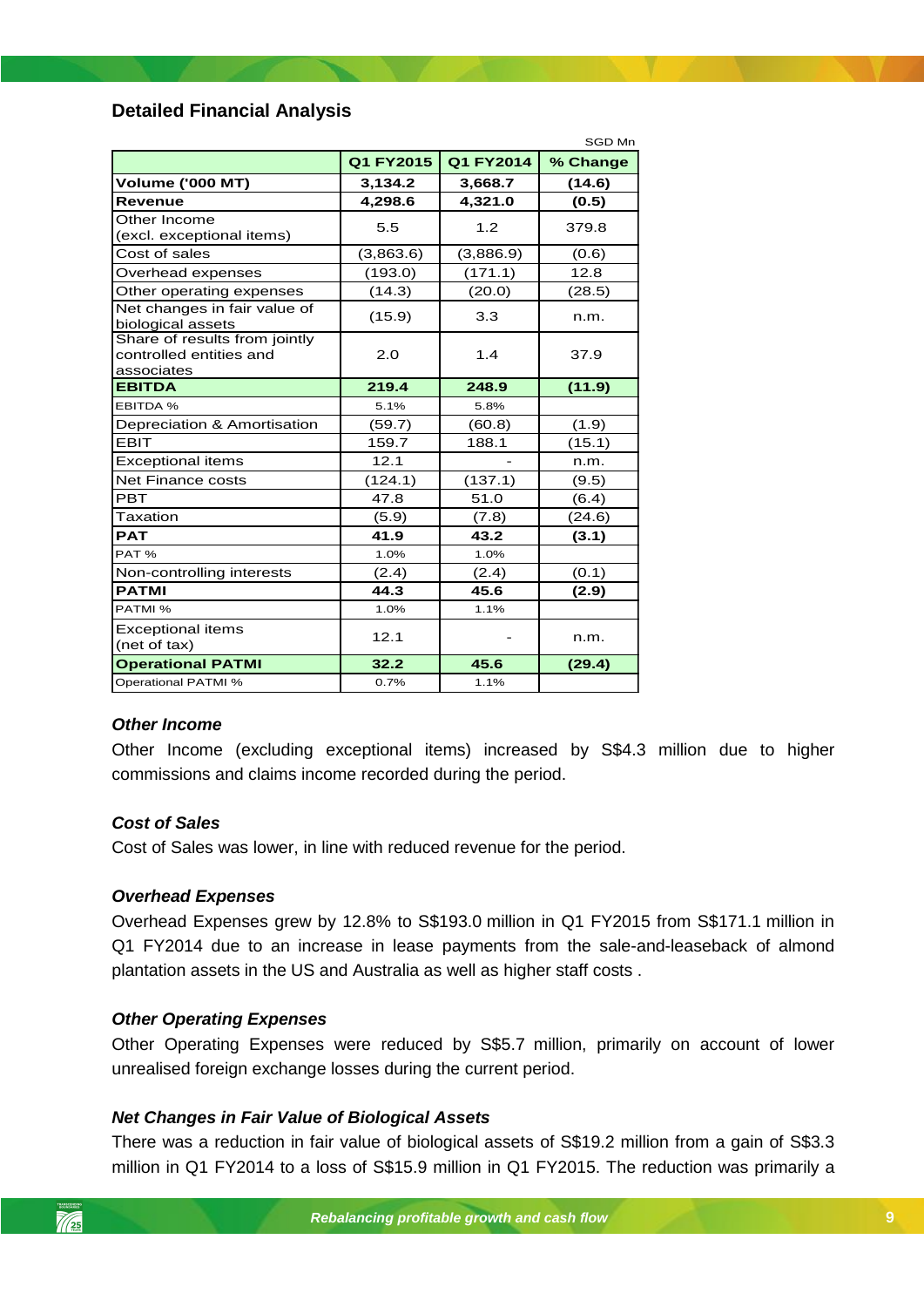## Detailed Financial Analysis

SGD Mn

| | Q1 FY2015 | Q1 FY2014 | % Change |
|---|---|---|---|
| **Volume ('000 MT)** | **3,134.2** | **3,668.7** | **(14.6)** |
| **Revenue** | **4,298.6** | **4,321.0** | **(0.5)** |
| Other Income (excl. exceptional items) | 5.5 | 1.2 | 379.8 |
| Cost of sales | (3,863.6) | (3,886.9) | (0.6) |
| Overhead expenses | (193.0) | (171.1) | 12.8 |
| Other operating expenses | (14.3) | (20.0) | (28.5) |
| Net changes in fair value of biological assets | (15.9) | 3.3 | n.m. |
| Share of results from jointly controlled entities and associates | 2.0 | 1.4 | 37.9 |
| **EBITDA** | **219.4** | **248.9** | **(11.9)** |
| EBITDA % | 5.1% | 5.8% | |
| Depreciation & Amortisation | (59.7) | (60.8) | (1.9) |
| EBIT | 159.7 | 188.1 | (15.1) |
| Exceptional items | 12.1 | - | n.m. |
| Net Finance costs | (124.1) | (137.1) | (9.5) |
| PBT | 47.8 | 51.0 | (6.4) |
| Taxation | (5.9) | (7.8) | (24.6) |
| **PAT** | **41.9** | **43.2** | **(3.1)** |
| PAT % | 1.0% | 1.0% | |
| Non-controlling interests | (2.4) | (2.4) | (0.1) |
| **PATMI** | **44.3** | **45.6** | **(2.9)** |
| PATMI % | 1.0% | 1.1% | |
| Exceptional items (net of tax) | 12.1 | - | n.m. |
| **Operational PATMI** | **32.2** | **45.6** | **(29.4)** |
| Operational PATMI % | 0.7% | 1.1% | |

### *Other Income*

Other Income (excluding exceptional items) increased by S$4.3 million due to higher commissions and claims income recorded during the period.

### *Cost of Sales*

Cost of Sales was lower, in line with reduced revenue for the period.

### *Overhead Expenses*

Overhead Expenses grew by 12.8% to S$193.0 million in Q1 FY2015 from S$171.1 million in Q1 FY2014 due to an increase in lease payments from the sale-and-leaseback of almond plantation assets in the US and Australia as well as higher staff costs .

### *Other Operating Expenses*

Other Operating Expenses were reduced by S$5.7 million, primarily on account of lower unrealised foreign exchange losses during the current period.

### *Net Changes in Fair Value of Biological Assets*

There was a reduction in fair value of biological assets of S$19.2 million from a gain of S$3.3 million in Q1 FY2014 to a loss of S$15.9 million in Q1 FY2015. The reduction was primarily a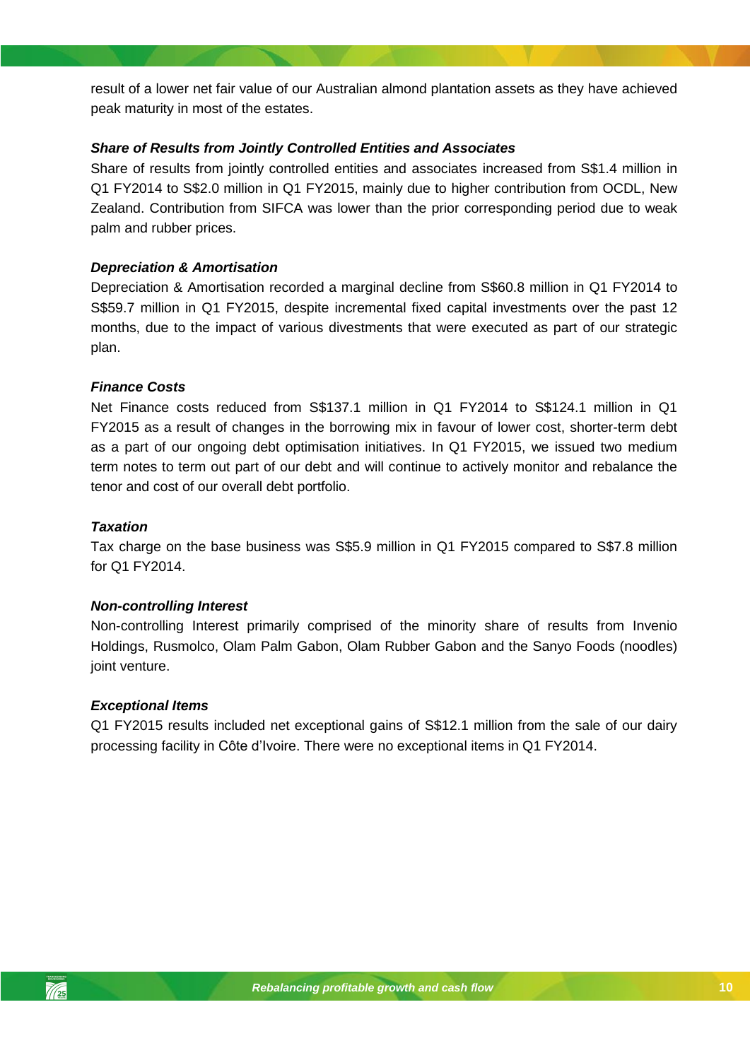result of a lower net fair value of our Australian almond plantation assets as they have achieved peak maturity in most of the estates.

***Share of Results from Jointly Controlled Entities and Associates***

Share of results from jointly controlled entities and associates increased from S$1.4 million in Q1 FY2014 to S$2.0 million in Q1 FY2015, mainly due to higher contribution from OCDL, New Zealand. Contribution from SIFCA was lower than the prior corresponding period due to weak palm and rubber prices.

***Depreciation & Amortisation***

Depreciation & Amortisation recorded a marginal decline from S$60.8 million in Q1 FY2014 to S$59.7 million in Q1 FY2015, despite incremental fixed capital investments over the past 12 months, due to the impact of various divestments that were executed as part of our strategic plan.

***Finance Costs***

Net Finance costs reduced from S$137.1 million in Q1 FY2014 to S$124.1 million in Q1 FY2015 as a result of changes in the borrowing mix in favour of lower cost, shorter-term debt as a part of our ongoing debt optimisation initiatives. In Q1 FY2015, we issued two medium term notes to term out part of our debt and will continue to actively monitor and rebalance the tenor and cost of our overall debt portfolio.

***Taxation***

Tax charge on the base business was S$5.9 million in Q1 FY2015 compared to S$7.8 million for Q1 FY2014.

***Non-controlling Interest***

Non-controlling Interest primarily comprised of the minority share of results from Invenio Holdings, Rusmolco, Olam Palm Gabon, Olam Rubber Gabon and the Sanyo Foods (noodles) joint venture.

***Exceptional Items***

Q1 FY2015 results included net exceptional gains of S$12.1 million from the sale of our dairy processing facility in Côte d'Ivoire. There were no exceptional items in Q1 FY2014.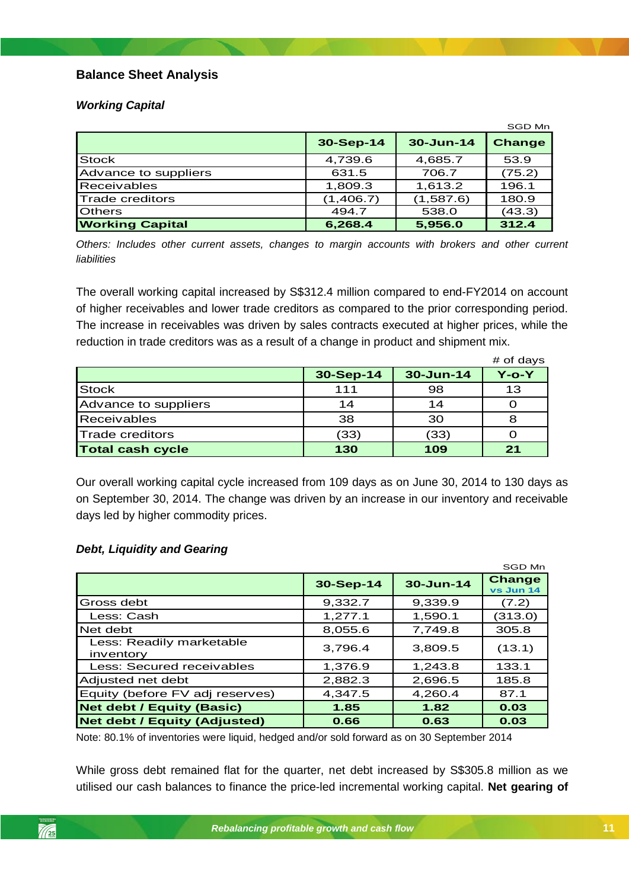## Balance Sheet Analysis

### *Working Capital*

SGD Mn

| | 30-Sep-14 | 30-Jun-14 | Change |
|---|---|---|---|
| Stock | 4,739.6 | 4,685.7 | 53.9 |
| Advance to suppliers | 631.5 | 706.7 | (75.2) |
| Receivables | 1,809.3 | 1,613.2 | 196.1 |
| Trade creditors | (1,406.7) | (1,587.6) | 180.9 |
| Others | 494.7 | 538.0 | (43.3) |
| **Working Capital** | **6,268.4** | **5,956.0** | **312.4** |

*Others: Includes other current assets, changes to margin accounts with brokers and other current liabilities*

The overall working capital increased by S$312.4 million compared to end-FY2014 on account of higher receivables and lower trade creditors as compared to the prior corresponding period. The increase in receivables was driven by sales contracts executed at higher prices, while the reduction in trade creditors was as a result of a change in product and shipment mix.

\# of days

| | 30-Sep-14 | 30-Jun-14 | Y-o-Y |
|---|---|---|---|
| Stock | 111 | 98 | 13 |
| Advance to suppliers | 14 | 14 | 0 |
| Receivables | 38 | 30 | 8 |
| Trade creditors | (33) | (33) | 0 |
| **Total cash cycle** | **130** | **109** | **21** |

Our overall working capital cycle increased from 109 days as on June 30, 2014 to 130 days as on September 30, 2014. The change was driven by an increase in our inventory and receivable days led by higher commodity prices.

### *Debt, Liquidity and Gearing*

SGD Mn

| | 30-Sep-14 | 30-Jun-14 | Change vs Jun 14 |
|---|---|---|---|
| Gross debt | 9,332.7 | 9,339.9 | (7.2) |
| Less: Cash | 1,277.1 | 1,590.1 | (313.0) |
| Net debt | 8,055.6 | 7,749.8 | 305.8 |
| Less: Readily marketable inventory | 3,796.4 | 3,809.5 | (13.1) |
| Less: Secured receivables | 1,376.9 | 1,243.8 | 133.1 |
| Adjusted net debt | 2,882.3 | 2,696.5 | 185.8 |
| Equity (before FV adj reserves) | 4,347.5 | 4,260.4 | 87.1 |
| **Net debt / Equity (Basic)** | **1.85** | **1.82** | **0.03** |
| **Net debt / Equity (Adjusted)** | **0.66** | **0.63** | **0.03** |

Note: 80.1% of inventories were liquid, hedged and/or sold forward as on 30 September 2014

While gross debt remained flat for the quarter, net debt increased by S$305.8 million as we utilised our cash balances to finance the price-led incremental working capital. **Net gearing of**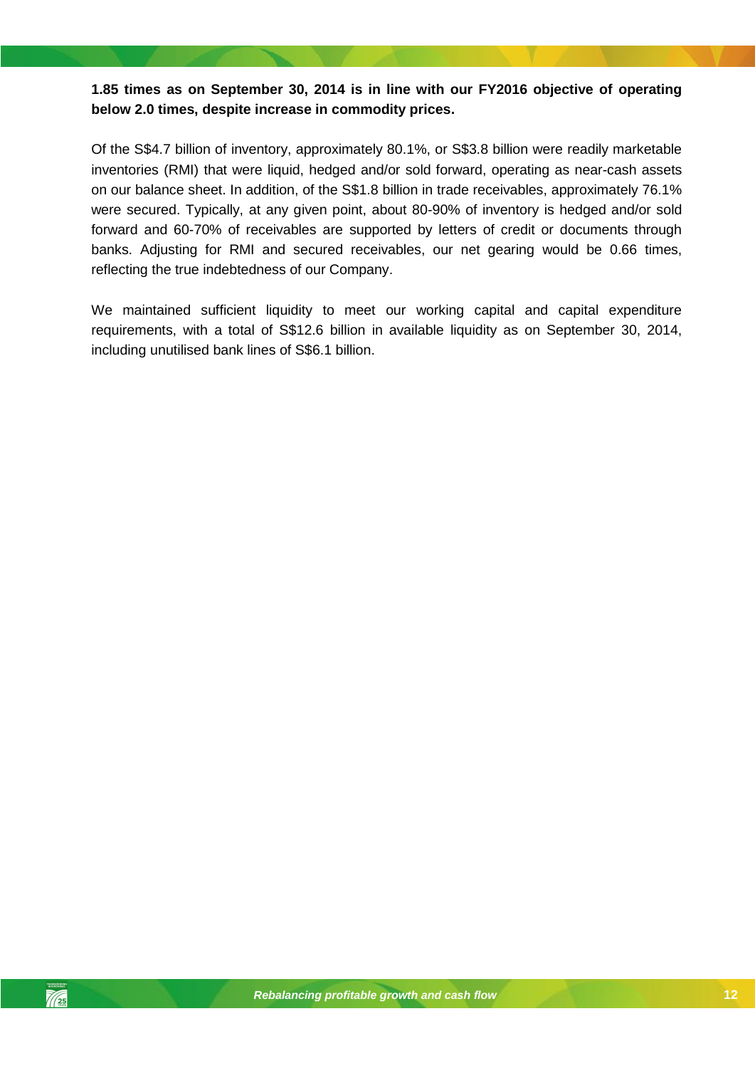**1.85 times as on September 30, 2014 is in line with our FY2016 objective of operating below 2.0 times, despite increase in commodity prices.**

Of the S$4.7 billion of inventory, approximately 80.1%, or S$3.8 billion were readily marketable inventories (RMI) that were liquid, hedged and/or sold forward, operating as near-cash assets on our balance sheet. In addition, of the S$1.8 billion in trade receivables, approximately 76.1% were secured. Typically, at any given point, about 80-90% of inventory is hedged and/or sold forward and 60-70% of receivables are supported by letters of credit or documents through banks. Adjusting for RMI and secured receivables, our net gearing would be 0.66 times, reflecting the true indebtedness of our Company.

We maintained sufficient liquidity to meet our working capital and capital expenditure requirements, with a total of S$12.6 billion in available liquidity as on September 30, 2014, including unutilised bank lines of S$6.1 billion.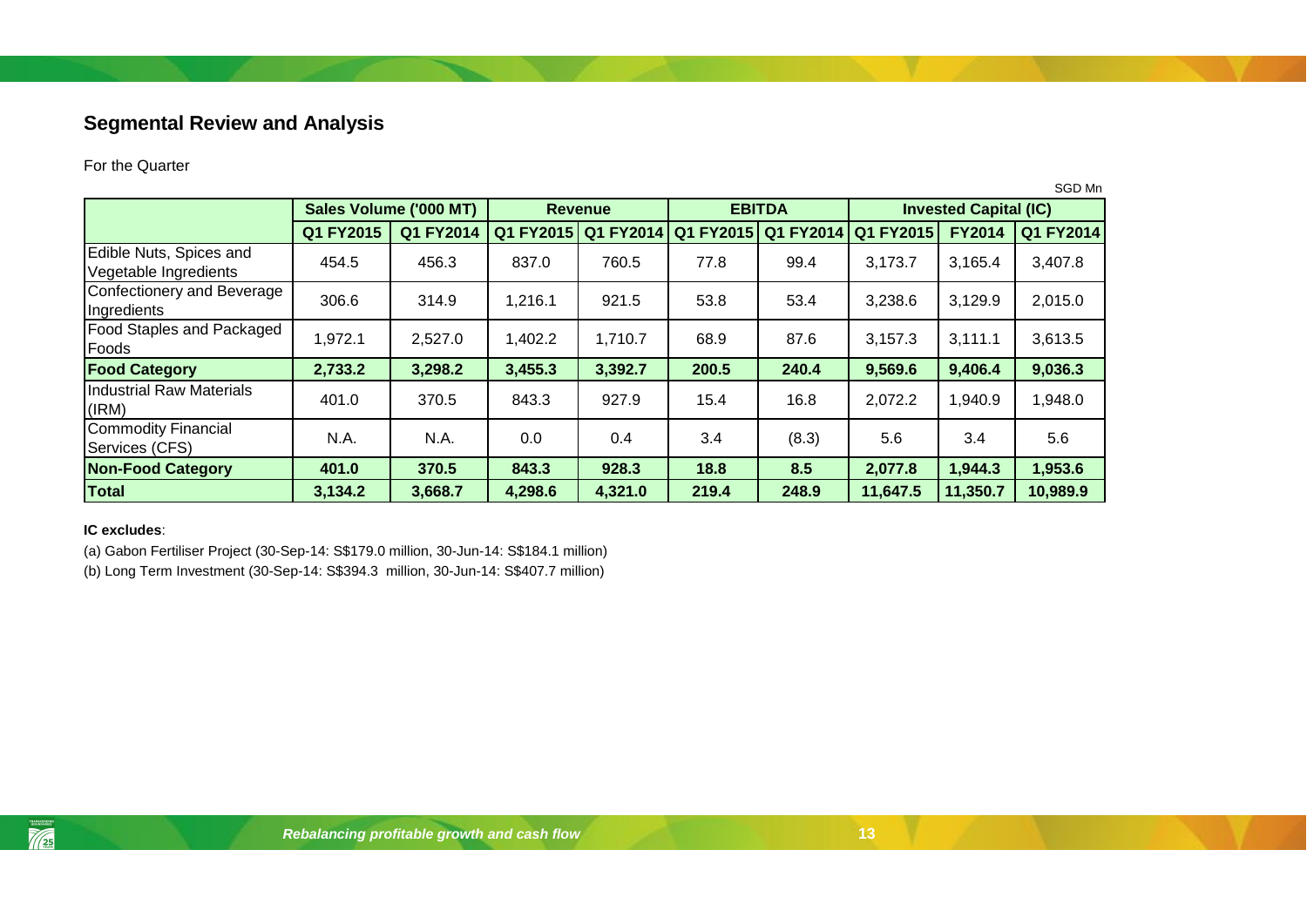## Segmental Review and Analysis

For the Quarter

SGD Mn

| | Sales Volume ('000 MT) | | Revenue | | EBITDA | | Invested Capital (IC) | | |
|---|---|---|---|---|---|---|---|---|---|
| | Q1 FY2015 | Q1 FY2014 | Q1 FY2015 | Q1 FY2014 | Q1 FY2015 | Q1 FY2014 | Q1 FY2015 | FY2014 | Q1 FY2014 |
| Edible Nuts, Spices and Vegetable Ingredients | 454.5 | 456.3 | 837.0 | 760.5 | 77.8 | 99.4 | 3,173.7 | 3,165.4 | 3,407.8 |
| Confectionery and Beverage Ingredients | 306.6 | 314.9 | 1,216.1 | 921.5 | 53.8 | 53.4 | 3,238.6 | 3,129.9 | 2,015.0 |
| Food Staples and Packaged Foods | 1,972.1 | 2,527.0 | 1,402.2 | 1,710.7 | 68.9 | 87.6 | 3,157.3 | 3,111.1 | 3,613.5 |
| **Food Category** | **2,733.2** | **3,298.2** | **3,455.3** | **3,392.7** | **200.5** | **240.4** | **9,569.6** | **9,406.4** | **9,036.3** |
| Industrial Raw Materials (IRM) | 401.0 | 370.5 | 843.3 | 927.9 | 15.4 | 16.8 | 2,072.2 | 1,940.9 | 1,948.0 |
| Commodity Financial Services (CFS) | N.A. | N.A. | 0.0 | 0.4 | 3.4 | (8.3) | 5.6 | 3.4 | 5.6 |
| **Non-Food Category** | **401.0** | **370.5** | **843.3** | **928.3** | **18.8** | **8.5** | **2,077.8** | **1,944.3** | **1,953.6** |
| **Total** | **3,134.2** | **3,668.7** | **4,298.6** | **4,321.0** | **219.4** | **248.9** | **11,647.5** | **11,350.7** | **10,989.9** |

**IC excludes**:

(a) Gabon Fertiliser Project (30-Sep-14: S$179.0 million, 30-Jun-14: S$184.1 million)

(b) Long Term Investment (30-Sep-14: S$394.3 million, 30-Jun-14: S$407.7 million)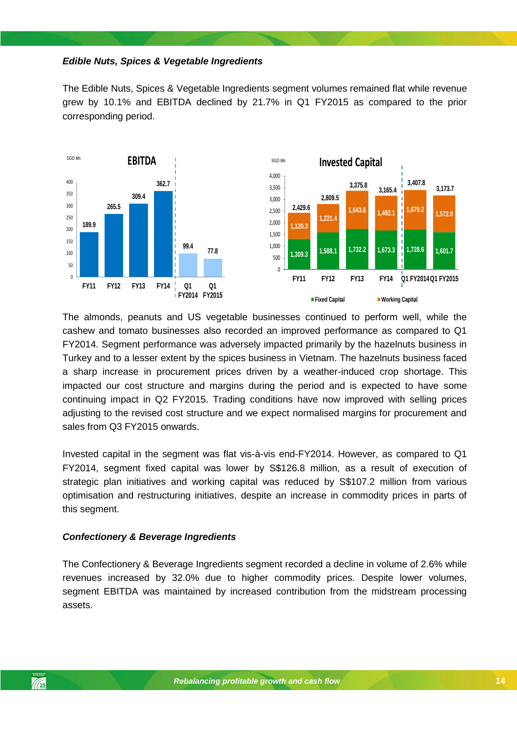*Edible Nuts, Spices & Vegetable Ingredients*

The Edible Nuts, Spices & Vegetable Ingredients segment volumes remained flat while revenue grew by 10.1% and EBITDA declined by 21.7% in Q1 FY2015 as compared to the prior corresponding period.

**EBITDA** (SGD Mn)

| FY11 | FY12 | FY13 | FY14 | Q1 FY2014 | Q1 FY2015 |
|---|---|---|---|---|---|
| 189.9 | 265.5 | 309.4 | 362.7 | 99.4 | 77.8 |

**Invested Capital** (SGD Mn)

| | FY11 | FY12 | FY13 | FY14 | Q1 FY2014 | Q1 FY2015 |
|---|---|---|---|---|---|---|
| Fixed Capital | 1,309.3 | 1,588.1 | 1,732.2 | 1,673.3 | 1,728.6 | 1,601.7 |
| Working Capital | 1,120.3 | 1,221.4 | 1,643.6 | 1,492.1 | 1,679.2 | 1,572.0 |
| Total | 2,429.6 | 2,809.5 | 3,375.8 | 3,165.4 | 3,407.8 | 3,173.7 |

The almonds, peanuts and US vegetable businesses continued to perform well, while the cashew and tomato businesses also recorded an improved performance as compared to Q1 FY2014. Segment performance was adversely impacted primarily by the hazelnuts business in Turkey and to a lesser extent by the spices business in Vietnam. The hazelnuts business faced a sharp increase in procurement prices driven by a weather-induced crop shortage. This impacted our cost structure and margins during the period and is expected to have some continuing impact in Q2 FY2015. Trading conditions have now improved with selling prices adjusting to the revised cost structure and we expect normalised margins for procurement and sales from Q3 FY2015 onwards.

Invested capital in the segment was flat vis-à-vis end-FY2014. However, as compared to Q1 FY2014, segment fixed capital was lower by S$126.8 million, as a result of execution of strategic plan initiatives and working capital was reduced by S$107.2 million from various optimisation and restructuring initiatives, despite an increase in commodity prices in parts of this segment.

*Confectionery & Beverage Ingredients*

The Confectionery & Beverage Ingredients segment recorded a decline in volume of 2.6% while revenues increased by 32.0% due to higher commodity prices. Despite lower volumes, segment EBITDA was maintained by increased contribution from the midstream processing assets.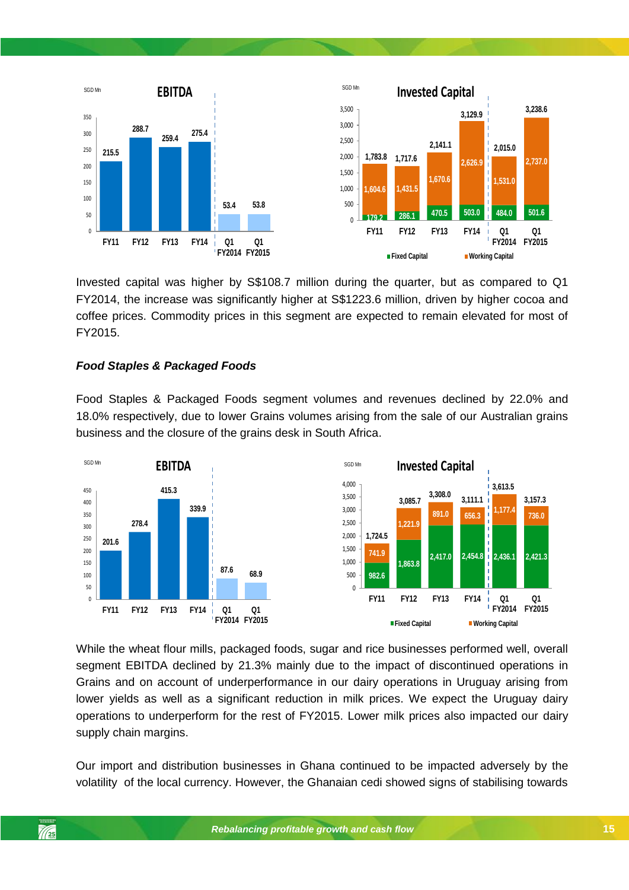| SGD Mn | FY11 | FY12 | FY13 | FY14 | Q1 FY2014 | Q1 FY2015 |
|---|---|---|---|---|---|---|
| EBITDA | 215.5 | 288.7 | 259.4 | 275.4 | 53.4 | 53.8 |

| Invested Capital (SGD Mn) | FY11 | FY12 | FY13 | FY14 | Q1 FY2014 | Q1 FY2015 |
|---|---|---|---|---|---|---|
| Fixed Capital | 179.2 | 286.1 | 470.5 | 503.0 | 484.0 | 501.6 |
| Working Capital | 1,604.6 | 1,431.5 | 1,670.6 | 2,626.9 | 1,531.0 | 2,737.0 |
| Total | 1,783.8 | 1,717.6 | 2,141.1 | 3,129.9 | 2,015.0 | 3,238.6 |

Invested capital was higher by S$108.7 million during the quarter, but as compared to Q1 FY2014, the increase was significantly higher at S$1223.6 million, driven by higher cocoa and coffee prices. Commodity prices in this segment are expected to remain elevated for most of FY2015.

***Food Staples & Packaged Foods***

Food Staples & Packaged Foods segment volumes and revenues declined by 22.0% and 18.0% respectively, due to lower Grains volumes arising from the sale of our Australian grains business and the closure of the grains desk in South Africa.

| SGD Mn | FY11 | FY12 | FY13 | FY14 | Q1 FY2014 | Q1 FY2015 |
|---|---|---|---|---|---|---|
| EBITDA | 201.6 | 278.4 | 415.3 | 339.9 | 87.6 | 68.9 |

| Invested Capital (SGD Mn) | FY11 | FY12 | FY13 | FY14 | Q1 FY2014 | Q1 FY2015 |
|---|---|---|---|---|---|---|
| Fixed Capital | 982.6 | 1,863.8 | 2,417.0 | 2,454.8 | 2,436.1 | 2,421.3 |
| Working Capital | 741.9 | 1,221.9 | 891.0 | 656.3 | 1,177.4 | 736.0 |
| Total | 1,724.5 | 3,085.7 | 3,308.0 | 3,111.1 | 3,613.5 | 3,157.3 |

While the wheat flour mills, packaged foods, sugar and rice businesses performed well, overall segment EBITDA declined by 21.3% mainly due to the impact of discontinued operations in Grains and on account of underperformance in our dairy operations in Uruguay arising from lower yields as well as a significant reduction in milk prices. We expect the Uruguay dairy operations to underperform for the rest of FY2015. Lower milk prices also impacted our dairy supply chain margins.

Our import and distribution businesses in Ghana continued to be impacted adversely by the volatility of the local currency. However, the Ghanaian cedi showed signs of stabilising towards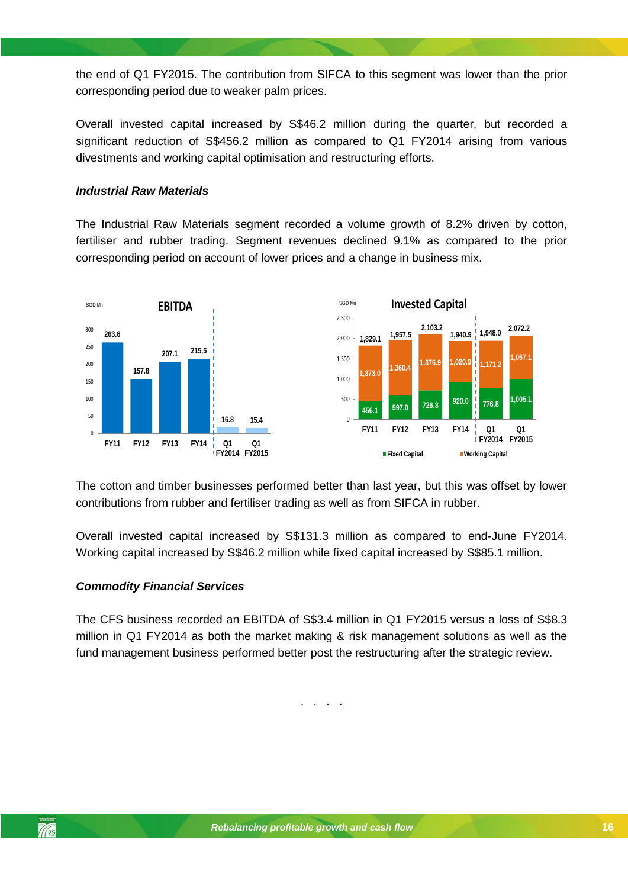the end of Q1 FY2015. The contribution from SIFCA to this segment was lower than the prior corresponding period due to weaker palm prices.

Overall invested capital increased by S$46.2 million during the quarter, but recorded a significant reduction of S$456.2 million as compared to Q1 FY2014 arising from various divestments and working capital optimisation and restructuring efforts.

***Industrial Raw Materials***

The Industrial Raw Materials segment recorded a volume growth of 8.2% driven by cotton, fertiliser and rubber trading. Segment revenues declined 9.1% as compared to the prior corresponding period on account of lower prices and a change in business mix.

**EBITDA** (SGD Mn)

| | FY11 | FY12 | FY13 | FY14 | Q1 FY2014 | Q1 FY2015 |
|---|---|---|---|---|---|---|
| EBITDA | 263.6 | 157.8 | 207.1 | 215.5 | 16.8 | 15.4 |

**Invested Capital** (SGD Mn)

| | FY11 | FY12 | FY13 | FY14 | Q1 FY2014 | Q1 FY2015 |
|---|---|---|---|---|---|---|
| Fixed Capital | 456.1 | 597.0 | 726.3 | 920.0 | 776.8 | 1,005.1 |
| Working Capital | 1,373.0 | 1,360.4 | 1,376.9 | 1,020.9 | 1,171.2 | 1,067.1 |
| Total | 1,829.1 | 1,957.5 | 2,103.2 | 1,940.9 | 1,948.0 | 2,072.2 |

The cotton and timber businesses performed better than last year, but this was offset by lower contributions from rubber and fertiliser trading as well as from SIFCA in rubber.

Overall invested capital increased by S$131.3 million as compared to end-June FY2014. Working capital increased by S$46.2 million while fixed capital increased by S$85.1 million.

***Commodity Financial Services***

The CFS business recorded an EBITDA of S$3.4 million in Q1 FY2015 versus a loss of S$8.3 million in Q1 FY2014 as both the market making & risk management solutions as well as the fund management business performed better post the restructuring after the strategic review.

. . . .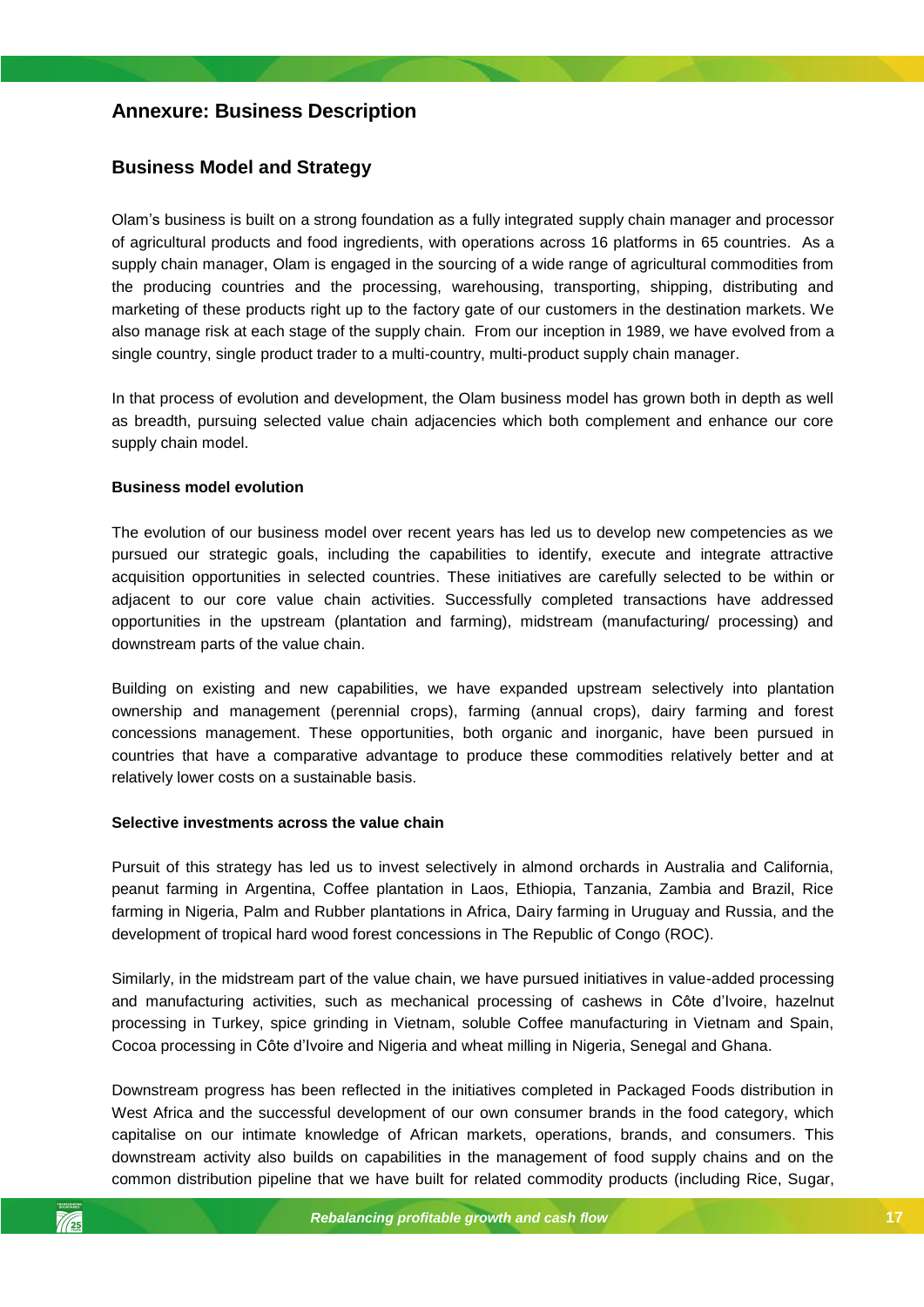## Annexure: Business Description

### Business Model and Strategy

Olam's business is built on a strong foundation as a fully integrated supply chain manager and processor of agricultural products and food ingredients, with operations across 16 platforms in 65 countries. As a supply chain manager, Olam is engaged in the sourcing of a wide range of agricultural commodities from the producing countries and the processing, warehousing, transporting, shipping, distributing and marketing of these products right up to the factory gate of our customers in the destination markets. We also manage risk at each stage of the supply chain. From our inception in 1989, we have evolved from a single country, single product trader to a multi-country, multi-product supply chain manager.

In that process of evolution and development, the Olam business model has grown both in depth as well as breadth, pursuing selected value chain adjacencies which both complement and enhance our core supply chain model.

**Business model evolution**

The evolution of our business model over recent years has led us to develop new competencies as we pursued our strategic goals, including the capabilities to identify, execute and integrate attractive acquisition opportunities in selected countries. These initiatives are carefully selected to be within or adjacent to our core value chain activities. Successfully completed transactions have addressed opportunities in the upstream (plantation and farming), midstream (manufacturing/ processing) and downstream parts of the value chain.

Building on existing and new capabilities, we have expanded upstream selectively into plantation ownership and management (perennial crops), farming (annual crops), dairy farming and forest concessions management. These opportunities, both organic and inorganic, have been pursued in countries that have a comparative advantage to produce these commodities relatively better and at relatively lower costs on a sustainable basis.

**Selective investments across the value chain**

Pursuit of this strategy has led us to invest selectively in almond orchards in Australia and California, peanut farming in Argentina, Coffee plantation in Laos, Ethiopia, Tanzania, Zambia and Brazil, Rice farming in Nigeria, Palm and Rubber plantations in Africa, Dairy farming in Uruguay and Russia, and the development of tropical hard wood forest concessions in The Republic of Congo (ROC).

Similarly, in the midstream part of the value chain, we have pursued initiatives in value-added processing and manufacturing activities, such as mechanical processing of cashews in Côte d'Ivoire, hazelnut processing in Turkey, spice grinding in Vietnam, soluble Coffee manufacturing in Vietnam and Spain, Cocoa processing in Côte d'Ivoire and Nigeria and wheat milling in Nigeria, Senegal and Ghana.

Downstream progress has been reflected in the initiatives completed in Packaged Foods distribution in West Africa and the successful development of our own consumer brands in the food category, which capitalise on our intimate knowledge of African markets, operations, brands, and consumers. This downstream activity also builds on capabilities in the management of food supply chains and on the common distribution pipeline that we have built for related commodity products (including Rice, Sugar,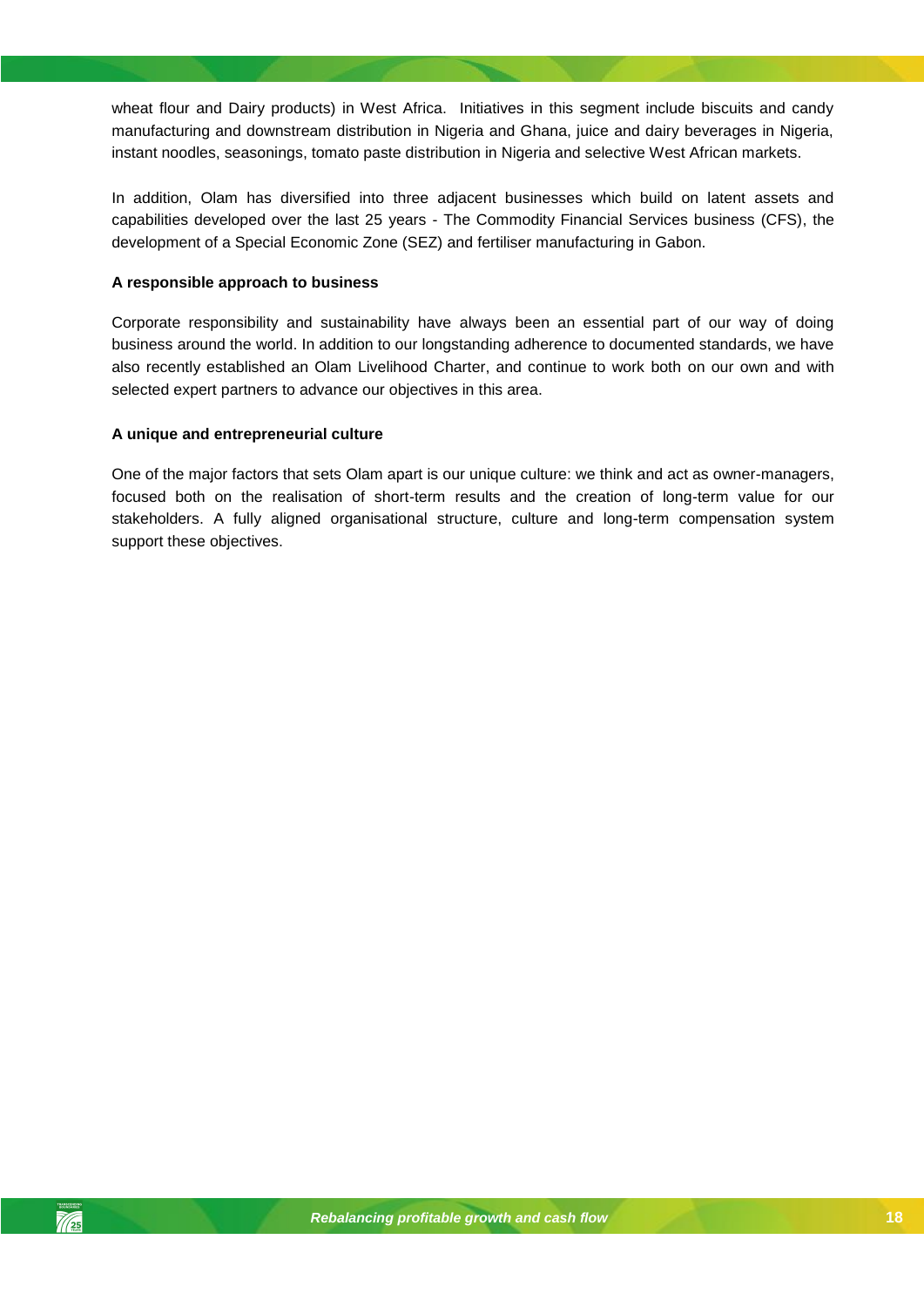wheat flour and Dairy products) in West Africa. Initiatives in this segment include biscuits and candy manufacturing and downstream distribution in Nigeria and Ghana, juice and dairy beverages in Nigeria, instant noodles, seasonings, tomato paste distribution in Nigeria and selective West African markets.

In addition, Olam has diversified into three adjacent businesses which build on latent assets and capabilities developed over the last 25 years - The Commodity Financial Services business (CFS), the development of a Special Economic Zone (SEZ) and fertiliser manufacturing in Gabon.

**A responsible approach to business**

Corporate responsibility and sustainability have always been an essential part of our way of doing business around the world. In addition to our longstanding adherence to documented standards, we have also recently established an Olam Livelihood Charter, and continue to work both on our own and with selected expert partners to advance our objectives in this area.

**A unique and entrepreneurial culture**

One of the major factors that sets Olam apart is our unique culture: we think and act as owner-managers, focused both on the realisation of short-term results and the creation of long-term value for our stakeholders. A fully aligned organisational structure, culture and long-term compensation system support these objectives.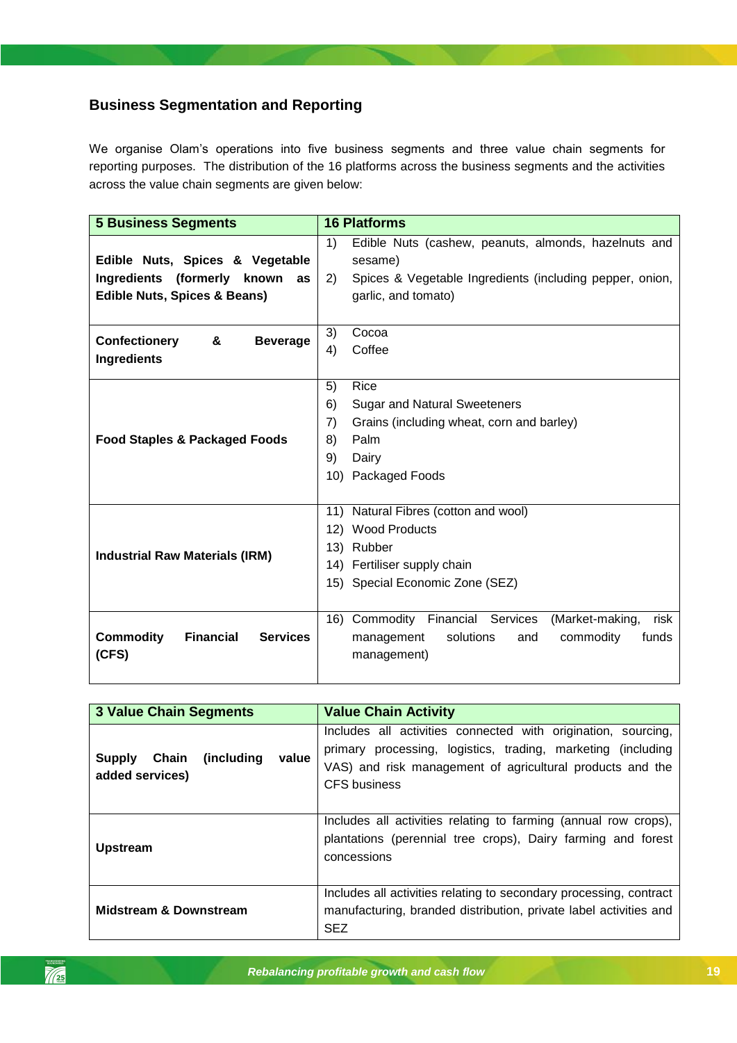## Business Segmentation and Reporting

We organise Olam's operations into five business segments and three value chain segments for reporting purposes. The distribution of the 16 platforms across the business segments and the activities across the value chain segments are given below:

| 5 Business Segments | 16 Platforms |
|---|---|
| **Edible Nuts, Spices & Vegetable Ingredients (formerly known as Edible Nuts, Spices & Beans)** | 1) Edible Nuts (cashew, peanuts, almonds, hazelnuts and sesame)<br>2) Spices & Vegetable Ingredients (including pepper, onion, garlic, and tomato) |
| **Confectionery & Beverage Ingredients** | 3) Cocoa<br>4) Coffee |
| **Food Staples & Packaged Foods** | 5) Rice<br>6) Sugar and Natural Sweeteners<br>7) Grains (including wheat, corn and barley)<br>8) Palm<br>9) Dairy<br>10) Packaged Foods |
| **Industrial Raw Materials (IRM)** | 11) Natural Fibres (cotton and wool)<br>12) Wood Products<br>13) Rubber<br>14) Fertiliser supply chain<br>15) Special Economic Zone (SEZ) |
| **Commodity Financial Services (CFS)** | 16) Commodity Financial Services (Market-making, risk management solutions and commodity funds management) |

| 3 Value Chain Segments | Value Chain Activity |
|---|---|
| **Supply Chain (including value added services)** | Includes all activities connected with origination, sourcing, primary processing, logistics, trading, marketing (including VAS) and risk management of agricultural products and the CFS business |
| **Upstream** | Includes all activities relating to farming (annual row crops), plantations (perennial tree crops), Dairy farming and forest concessions |
| **Midstream & Downstream** | Includes all activities relating to secondary processing, contract manufacturing, branded distribution, private label activities and SEZ |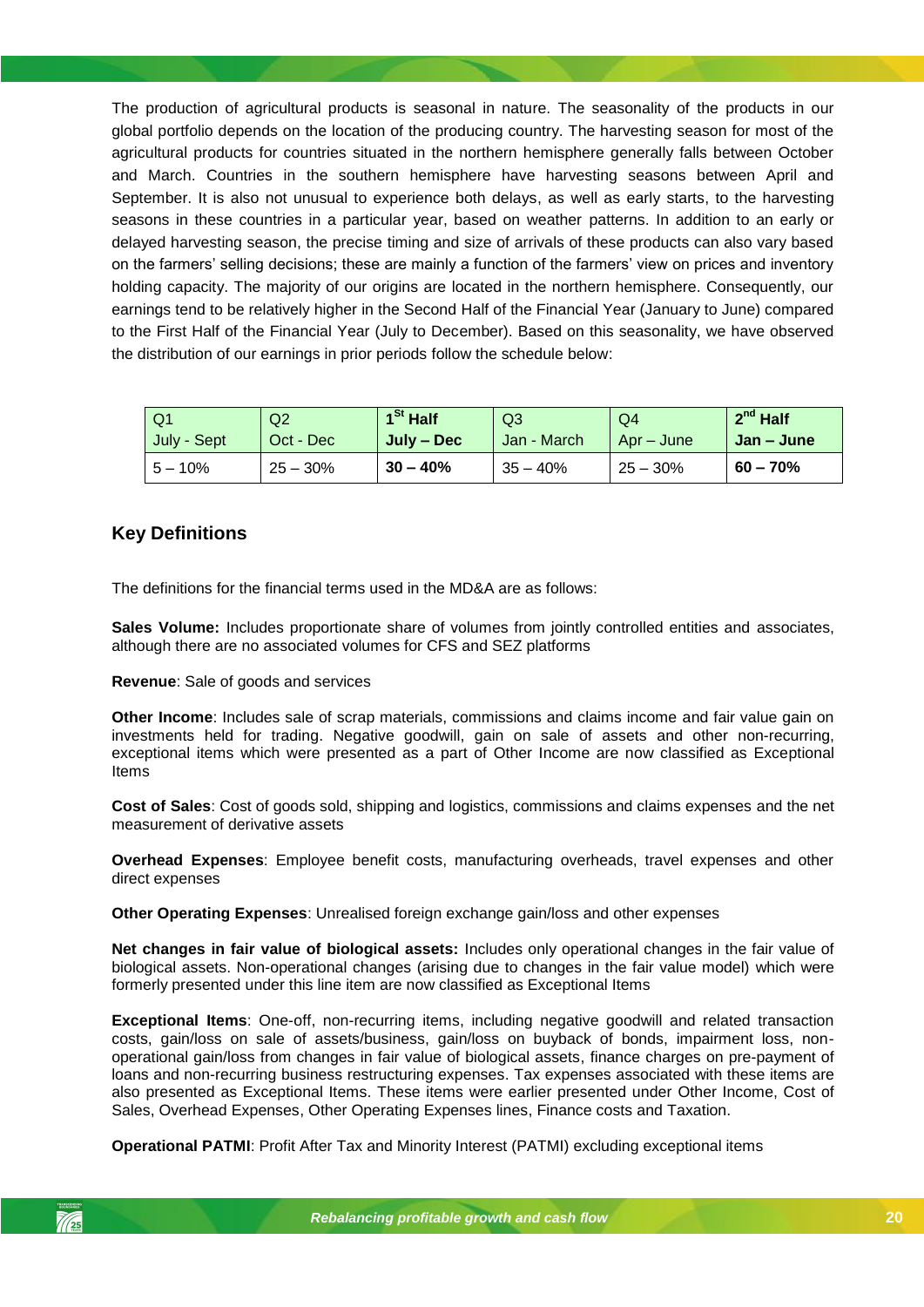The production of agricultural products is seasonal in nature. The seasonality of the products in our global portfolio depends on the location of the producing country. The harvesting season for most of the agricultural products for countries situated in the northern hemisphere generally falls between October and March. Countries in the southern hemisphere have harvesting seasons between April and September. It is also not unusual to experience both delays, as well as early starts, to the harvesting seasons in these countries in a particular year, based on weather patterns. In addition to an early or delayed harvesting season, the precise timing and size of arrivals of these products can also vary based on the farmers' selling decisions; these are mainly a function of the farmers' view on prices and inventory holding capacity. The majority of our origins are located in the northern hemisphere. Consequently, our earnings tend to be relatively higher in the Second Half of the Financial Year (January to June) compared to the First Half of the Financial Year (July to December). Based on this seasonality, we have observed the distribution of our earnings in prior periods follow the schedule below:

| Q1<br>July - Sept | Q2<br>Oct - Dec | **1st Half<br>July – Dec** | Q3<br>Jan - March | Q4<br>Apr – June | **2nd Half<br>Jan – June** |
|---|---|---|---|---|---|
| 5 – 10% | 25 – 30% | **30 – 40%** | 35 – 40% | 25 – 30% | **60 – 70%** |

## Key Definitions

The definitions for the financial terms used in the MD&A are as follows:

**Sales Volume:** Includes proportionate share of volumes from jointly controlled entities and associates, although there are no associated volumes for CFS and SEZ platforms

**Revenue**: Sale of goods and services

**Other Income**: Includes sale of scrap materials, commissions and claims income and fair value gain on investments held for trading. Negative goodwill, gain on sale of assets and other non-recurring, exceptional items which were presented as a part of Other Income are now classified as Exceptional Items

**Cost of Sales**: Cost of goods sold, shipping and logistics, commissions and claims expenses and the net measurement of derivative assets

**Overhead Expenses**: Employee benefit costs, manufacturing overheads, travel expenses and other direct expenses

**Other Operating Expenses**: Unrealised foreign exchange gain/loss and other expenses

**Net changes in fair value of biological assets:** Includes only operational changes in the fair value of biological assets. Non-operational changes (arising due to changes in the fair value model) which were formerly presented under this line item are now classified as Exceptional Items

**Exceptional Items**: One-off, non-recurring items, including negative goodwill and related transaction costs, gain/loss on sale of assets/business, gain/loss on buyback of bonds, impairment loss, non-operational gain/loss from changes in fair value of biological assets, finance charges on pre-payment of loans and non-recurring business restructuring expenses. Tax expenses associated with these items are also presented as Exceptional Items. These items were earlier presented under Other Income, Cost of Sales, Overhead Expenses, Other Operating Expenses lines, Finance costs and Taxation.

**Operational PATMI**: Profit After Tax and Minority Interest (PATMI) excluding exceptional items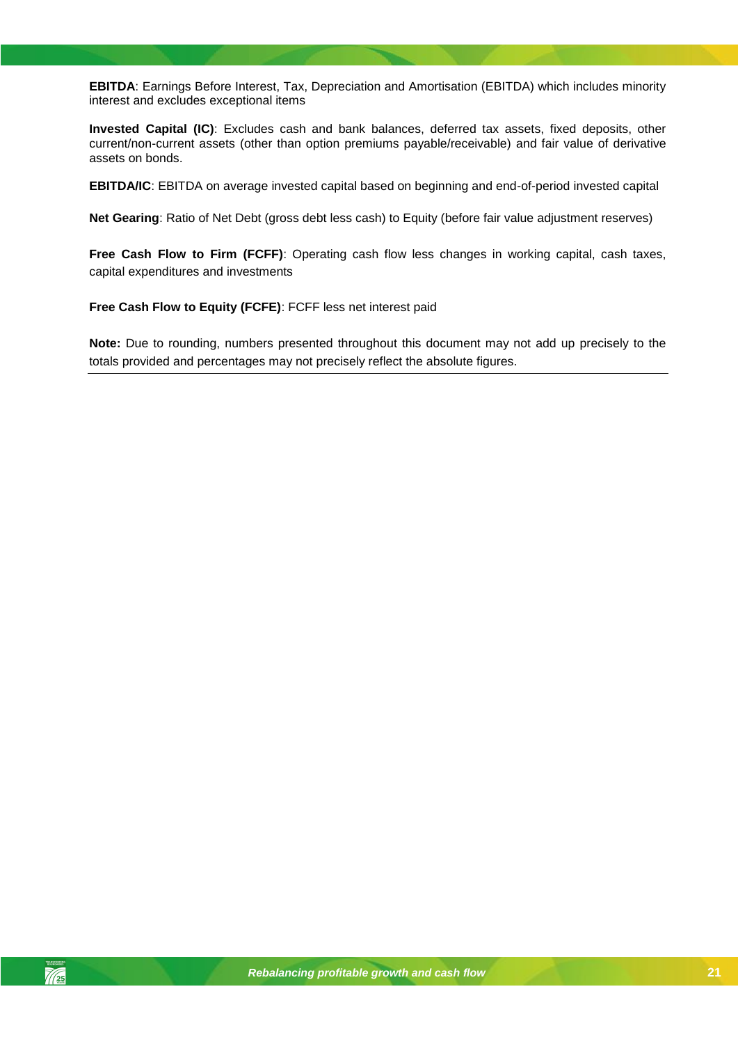**EBITDA**: Earnings Before Interest, Tax, Depreciation and Amortisation (EBITDA) which includes minority interest and excludes exceptional items

**Invested Capital (IC)**: Excludes cash and bank balances, deferred tax assets, fixed deposits, other current/non-current assets (other than option premiums payable/receivable) and fair value of derivative assets on bonds.

**EBITDA/IC**: EBITDA on average invested capital based on beginning and end-of-period invested capital

**Net Gearing**: Ratio of Net Debt (gross debt less cash) to Equity (before fair value adjustment reserves)

**Free Cash Flow to Firm (FCFF)**: Operating cash flow less changes in working capital, cash taxes, capital expenditures and investments

**Free Cash Flow to Equity (FCFE)**: FCFF less net interest paid

**Note:** Due to rounding, numbers presented throughout this document may not add up precisely to the totals provided and percentages may not precisely reflect the absolute figures.